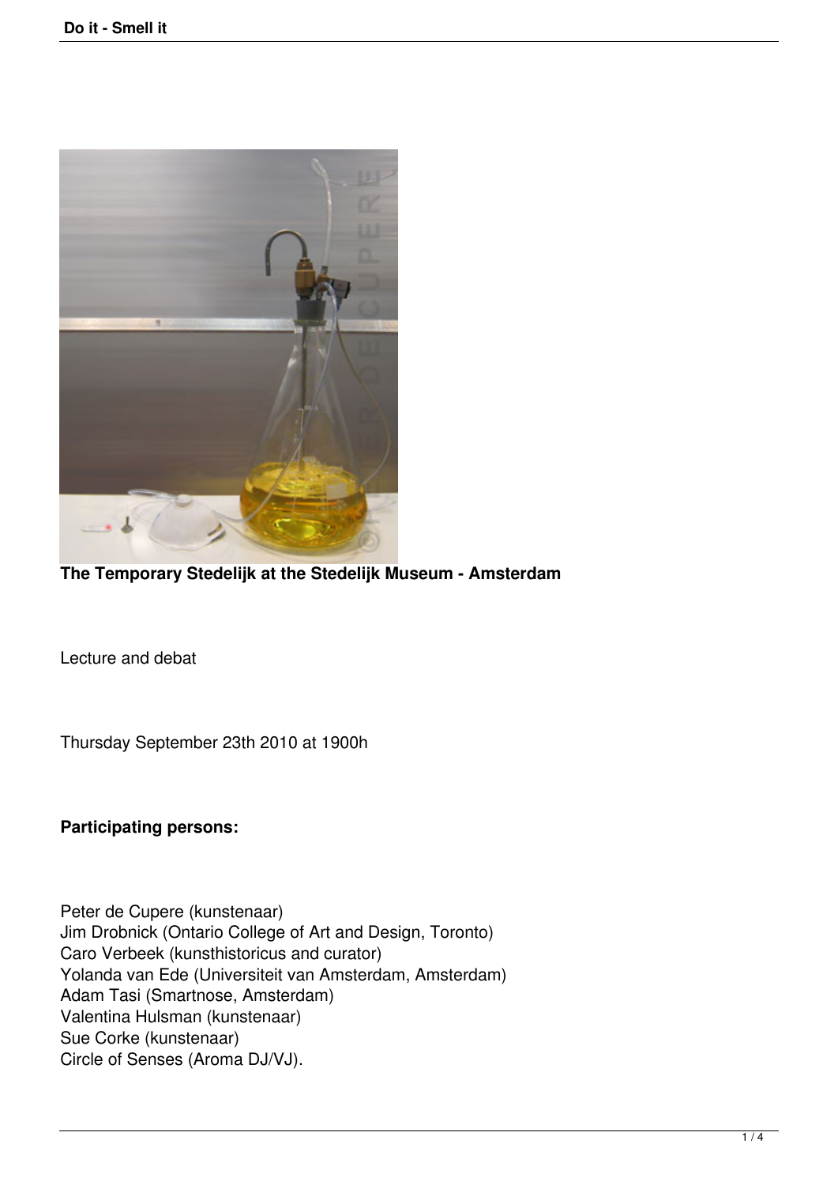**The Temporary Stedelijk at the Stedelijk Museum - Amsterdam**

Lecture and debat

Thursday September 23th 2010 at 1900h

**Participating persons:**

Peter de Cupere (kunstenaar)
Jim Drobnick (Ontario College of Art and Design, Toronto)
Caro Verbeek (kunsthistoricus and curator)
Yolanda van Ede (Universiteit van Amsterdam, Amsterdam)
Adam Tasi (Smartnose, Amsterdam)
Valentina Hulsman (kunstenaar)
Sue Corke (kunstenaar)
Circle of Senses (Aroma DJ/VJ).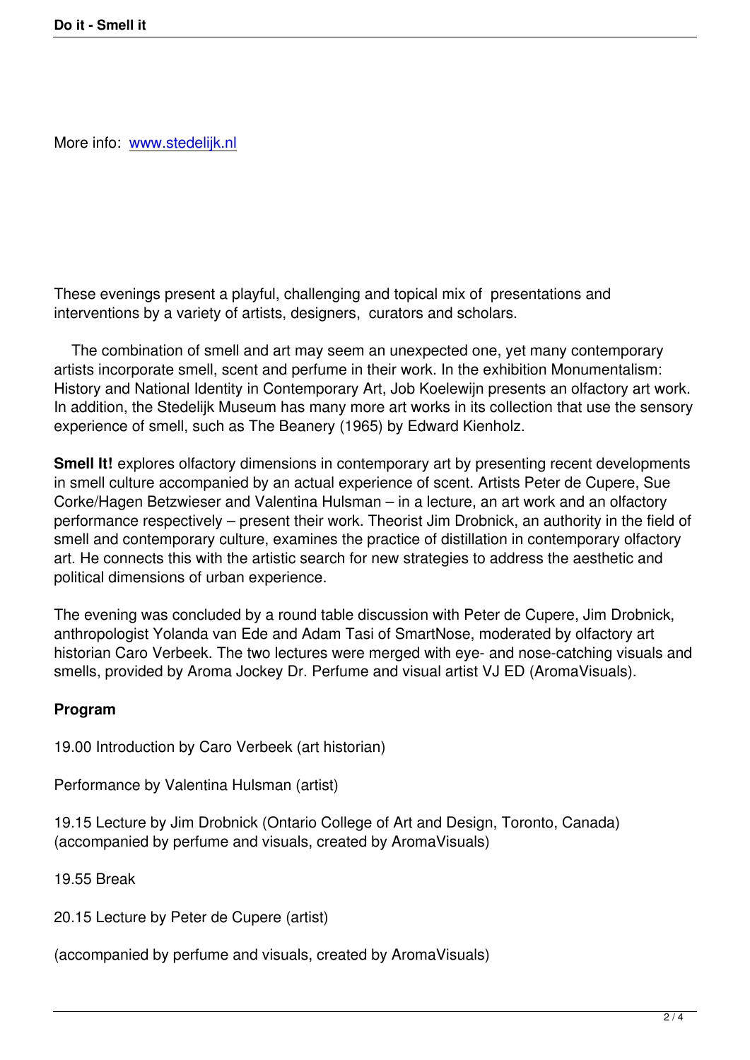More info: [www.stedelijk.nl](http://www.stedelijk.nl)

These evenings present a playful, challenging and topical mix of presentations and interventions by a variety of artists, designers, curators and scholars.

The combination of smell and art may seem an unexpected one, yet many contemporary artists incorporate smell, scent and perfume in their work. In the exhibition Monumentalism: History and National Identity in Contemporary Art, Job Koelewijn presents an olfactory art work. In addition, the Stedelijk Museum has many more art works in its collection that use the sensory experience of smell, such as The Beanery (1965) by Edward Kienholz.

**Smell It!** explores olfactory dimensions in contemporary art by presenting recent developments in smell culture accompanied by an actual experience of scent. Artists Peter de Cupere, Sue Corke/Hagen Betzwieser and Valentina Hulsman – in a lecture, an art work and an olfactory performance respectively – present their work. Theorist Jim Drobnick, an authority in the field of smell and contemporary culture, examines the practice of distillation in contemporary olfactory art. He connects this with the artistic search for new strategies to address the aesthetic and political dimensions of urban experience.

The evening was concluded by a round table discussion with Peter de Cupere, Jim Drobnick, anthropologist Yolanda van Ede and Adam Tasi of SmartNose, moderated by olfactory art historian Caro Verbeek. The two lectures were merged with eye- and nose-catching visuals and smells, provided by Aroma Jockey Dr. Perfume and visual artist VJ ED (AromaVisuals).

**Program**

19.00 Introduction by Caro Verbeek (art historian)

Performance by Valentina Hulsman (artist)

19.15 Lecture by Jim Drobnick (Ontario College of Art and Design, Toronto, Canada) (accompanied by perfume and visuals, created by AromaVisuals)

19.55 Break

20.15 Lecture by Peter de Cupere (artist)

(accompanied by perfume and visuals, created by AromaVisuals)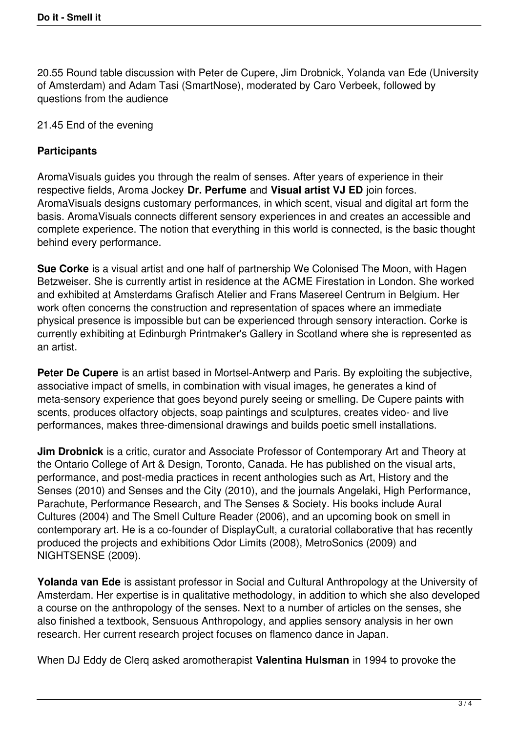20.55 Round table discussion with Peter de Cupere, Jim Drobnick, Yolanda van Ede (University of Amsterdam) and Adam Tasi (SmartNose), moderated by Caro Verbeek, followed by questions from the audience

21.45 End of the evening

**Participants**

AromaVisuals guides you through the realm of senses. After years of experience in their respective fields, Aroma Jockey **Dr. Perfume** and **Visual artist VJ ED** join forces. AromaVisuals designs customary performances, in which scent, visual and digital art form the basis. AromaVisuals connects different sensory experiences in and creates an accessible and complete experience. The notion that everything in this world is connected, is the basic thought behind every performance.

**Sue Corke** is a visual artist and one half of partnership We Colonised The Moon, with Hagen Betzweiser. She is currently artist in residence at the ACME Firestation in London. She worked and exhibited at Amsterdams Grafisch Atelier and Frans Masereel Centrum in Belgium. Her work often concerns the construction and representation of spaces where an immediate physical presence is impossible but can be experienced through sensory interaction. Corke is currently exhibiting at Edinburgh Printmaker's Gallery in Scotland where she is represented as an artist.

**Peter De Cupere** is an artist based in Mortsel-Antwerp and Paris. By exploiting the subjective, associative impact of smells, in combination with visual images, he generates a kind of meta-sensory experience that goes beyond purely seeing or smelling. De Cupere paints with scents, produces olfactory objects, soap paintings and sculptures, creates video- and live performances, makes three-dimensional drawings and builds poetic smell installations.

**Jim Drobnick** is a critic, curator and Associate Professor of Contemporary Art and Theory at the Ontario College of Art & Design, Toronto, Canada. He has published on the visual arts, performance, and post-media practices in recent anthologies such as Art, History and the Senses (2010) and Senses and the City (2010), and the journals Angelaki, High Performance, Parachute, Performance Research, and The Senses & Society. His books include Aural Cultures (2004) and The Smell Culture Reader (2006), and an upcoming book on smell in contemporary art. He is a co-founder of DisplayCult, a curatorial collaborative that has recently produced the projects and exhibitions Odor Limits (2008), MetroSonics (2009) and NIGHTSENSE (2009).

**Yolanda van Ede** is assistant professor in Social and Cultural Anthropology at the University of Amsterdam. Her expertise is in qualitative methodology, in addition to which she also developed a course on the anthropology of the senses. Next to a number of articles on the senses, she also finished a textbook, Sensuous Anthropology, and applies sensory analysis in her own research. Her current research project focuses on flamenco dance in Japan.

When DJ Eddy de Clerq asked aromotherapist **Valentina Hulsman** in 1994 to provoke the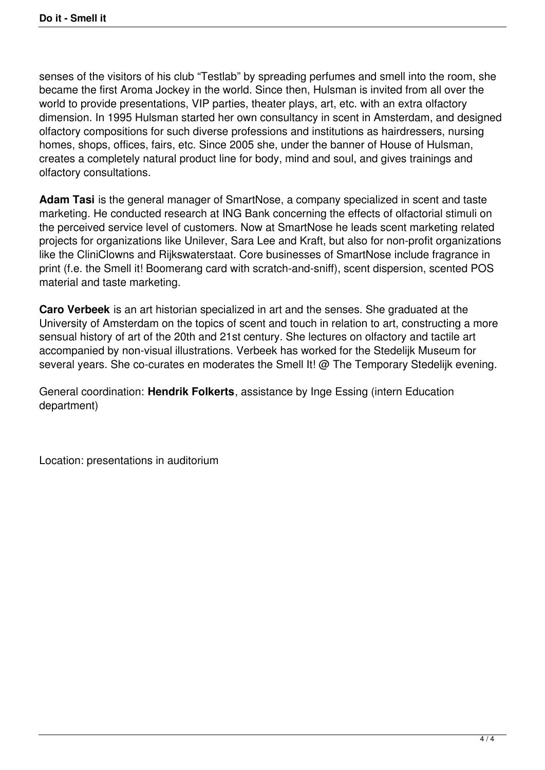senses of the visitors of his club "Testlab" by spreading perfumes and smell into the room, she became the first Aroma Jockey in the world. Since then, Hulsman is invited from all over the world to provide presentations, VIP parties, theater plays, art, etc. with an extra olfactory dimension. In 1995 Hulsman started her own consultancy in scent in Amsterdam, and designed olfactory compositions for such diverse professions and institutions as hairdressers, nursing homes, shops, offices, fairs, etc. Since 2005 she, under the banner of House of Hulsman, creates a completely natural product line for body, mind and soul, and gives trainings and olfactory consultations.

**Adam Tasi** is the general manager of SmartNose, a company specialized in scent and taste marketing. He conducted research at ING Bank concerning the effects of olfactorial stimuli on the perceived service level of customers. Now at SmartNose he leads scent marketing related projects for organizations like Unilever, Sara Lee and Kraft, but also for non-profit organizations like the CliniClowns and Rijkswaterstaat. Core businesses of SmartNose include fragrance in print (f.e. the Smell it! Boomerang card with scratch-and-sniff), scent dispersion, scented POS material and taste marketing.

**Caro Verbeek** is an art historian specialized in art and the senses. She graduated at the University of Amsterdam on the topics of scent and touch in relation to art, constructing a more sensual history of art of the 20th and 21st century. She lectures on olfactory and tactile art accompanied by non-visual illustrations. Verbeek has worked for the Stedelijk Museum for several years. She co-curates en moderates the Smell It! @ The Temporary Stedelijk evening.

General coordination: **Hendrik Folkerts**, assistance by Inge Essing (intern Education department)

Location: presentations in auditorium